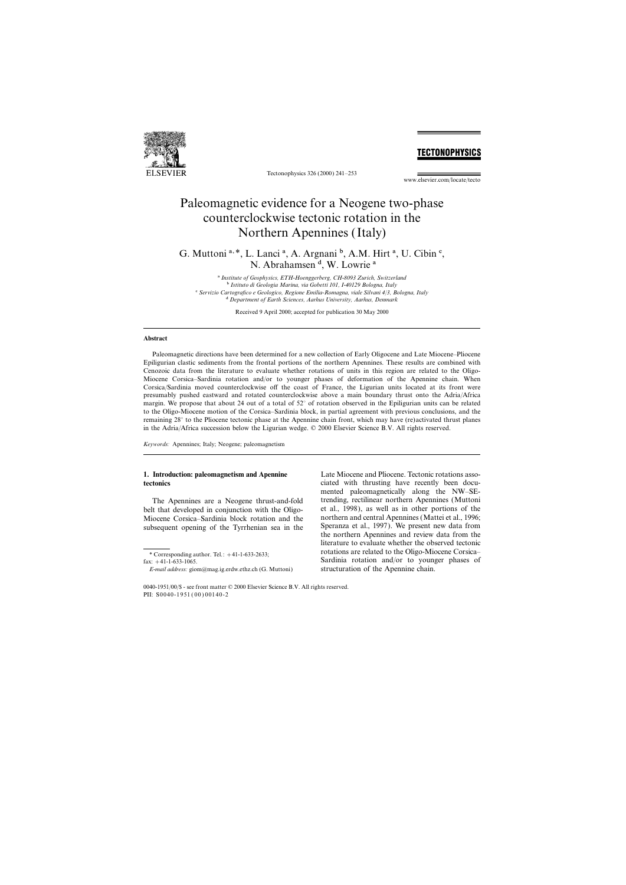# Paleomagnetic evidence for a Neogene two-phase counterclockwise tectonic rotation in the Northern Apennines (Italy)

G. Muttoni [a,*], L. Lanci [a], A. Argnani [b], A.M. Hirt [a], U. Cibin [c], N. Abrahamsen [d], W. Lowrie [a]

[a] *Institute of Geophysics, ETH-Hoenggerberg, CH-8093 Zurich, Switzerland*
[b] *Istituto di Geologia Marina, via Gobetti 101, I-40129 Bologna, Italy*
[c] *Servizio Cartografico e Geologico, Regione Emilia-Romagna, viale Silvani 4/3, Bologna, Italy*
[d] *Department of Earth Sciences, Aarhus University, Aarhus, Denmark*

Received 9 April 2000; accepted for publication 30 May 2000

## Abstract

Paleomagnetic directions have been determined for a new collection of Early Oligocene and Late Miocene–Pliocene Epiligurian clastic sediments from the frontal portions of the northern Apennines. These results are combined with Cenozoic data from the literature to evaluate whether rotations of units in this region are related to the Oligo-Miocene Corsica–Sardinia rotation and/or to younger phases of deformation of the Apennine chain. When Corsica/Sardinia moved counterclockwise off the coast of France, the Ligurian units located at its front were presumably pushed eastward and rotated counterclockwise above a main boundary thrust onto the Adria/Africa margin. We propose that about 24 out of a total of 52° of rotation observed in the Epiligurian units can be related to the Oligo-Miocene motion of the Corsica–Sardinia block, in partial agreement with previous conclusions, and the remaining 28° to the Pliocene tectonic phase at the Apennine chain front, which may have (re)activated thrust planes in the Adria/Africa succession below the Ligurian wedge. © 2000 Elsevier Science B.V. All rights reserved.

*Keywords:* Apennines; Italy; Neogene; paleomagnetism

## 1. Introduction: paleomagnetism and Apennine tectonics

The Apennines are a Neogene thrust-and-fold belt that developed in conjunction with the Oligo-Miocene Corsica–Sardinia block rotation and the subsequent opening of the Tyrrhenian sea in the Late Miocene and Pliocene. Tectonic rotations associated with thrusting have recently been documented paleomagnetically along the NW–SE-trending, rectilinear northern Apennines (Muttoni et al., 1998), as well as in other portions of the northern and central Apennines (Mattei et al., 1996; Speranza et al., 1997). We present new data from the northern Apennines and review data from the literature to evaluate whether the observed tectonic rotations are related to the Oligo-Miocene Corsica–Sardinia rotation and/or to younger phases of structuration of the Apennine chain.

\* Corresponding author. Tel.: +41-1-633-2633; fax: +41-1-633-1065.
*E-mail address:* giom@mag.ig.erdw.ethz.ch (G. Muttoni)

0040-1951/00/$ - see front matter © 2000 Elsevier Science B.V. All rights reserved.
PII: S0040-1951(00)00140-2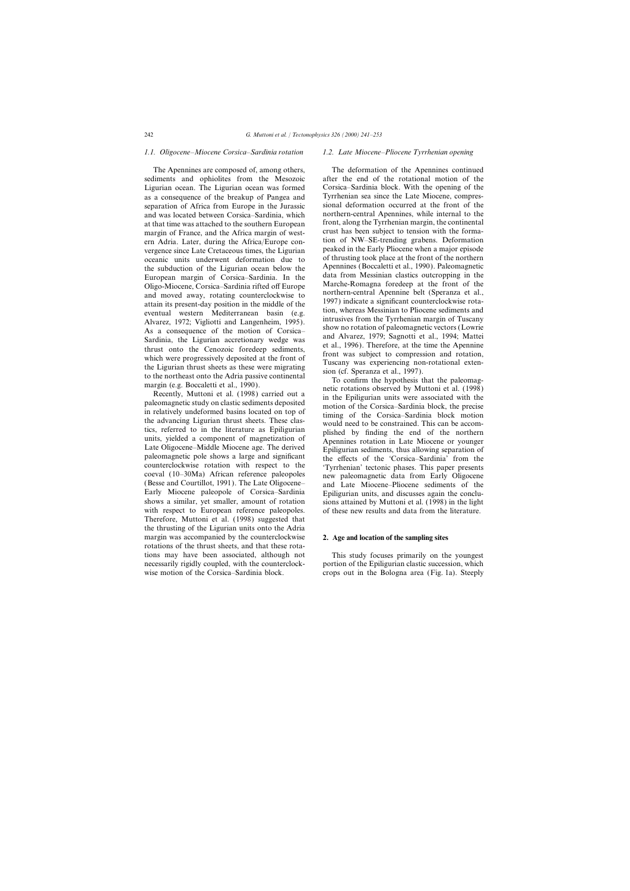### 1.1. Oligocene–Miocene Corsica–Sardinia rotation

The Apennines are composed of, among others, sediments and ophiolites from the Mesozoic Ligurian ocean. The Ligurian ocean was formed as a consequence of the breakup of Pangea and separation of Africa from Europe in the Jurassic and was located between Corsica–Sardinia, which at that time was attached to the southern European margin of France, and the Africa margin of western Adria. Later, during the Africa/Europe convergence since Late Cretaceous times, the Ligurian oceanic units underwent deformation due to the subduction of the Ligurian ocean below the European margin of Corsica–Sardinia. In the Oligo-Miocene, Corsica–Sardinia rifted off Europe and moved away, rotating counterclockwise to attain its present-day position in the middle of the eventual western Mediterranean basin (e.g. Alvarez, 1972; Vigliotti and Langenheim, 1995). As a consequence of the motion of Corsica–Sardinia, the Ligurian accretionary wedge was thrust onto the Cenozoic foredeep sediments, which were progressively deposited at the front of the Ligurian thrust sheets as these were migrating to the northeast onto the Adria passive continental margin (e.g. Boccaletti et al., 1990).

Recently, Muttoni et al. (1998) carried out a paleomagnetic study on clastic sediments deposited in relatively undeformed basins located on top of the advancing Ligurian thrust sheets. These clastics, referred to in the literature as Epiligurian units, yielded a component of magnetization of Late Oligocene–Middle Miocene age. The derived paleomagnetic pole shows a large and significant counterclockwise rotation with respect to the coeval (10–30Ma) African reference paleopoles (Besse and Courtillot, 1991). The Late Oligocene–Early Miocene paleopole of Corsica–Sardinia shows a similar, yet smaller, amount of rotation with respect to European reference paleopoles. Therefore, Muttoni et al. (1998) suggested that the thrusting of the Ligurian units onto the Adria margin was accompanied by the counterclockwise rotations of the thrust sheets, and that these rotations may have been associated, although not necessarily rigidly coupled, with the counterclockwise motion of the Corsica–Sardinia block.

### 1.2. Late Miocene–Pliocene Tyrrhenian opening

The deformation of the Apennines continued after the end of the rotational motion of the Corsica–Sardinia block. With the opening of the Tyrrhenian sea since the Late Miocene, compressional deformation occurred at the front of the northern-central Apennines, while internal to the front, along the Tyrrhenian margin, the continental crust has been subject to tension with the formation of NW–SE-trending grabens. Deformation peaked in the Early Pliocene when a major episode of thrusting took place at the front of the northern Apennines (Boccaletti et al., 1990). Paleomagnetic data from Messinian clastics outcropping in the Marche-Romagna foredeep at the front of the northern-central Apennine belt (Speranza et al., 1997) indicate a significant counterclockwise rotation, whereas Messinian to Pliocene sediments and intrusives from the Tyrrhenian margin of Tuscany show no rotation of paleomagnetic vectors (Lowrie and Alvarez, 1979; Sagnotti et al., 1994; Mattei et al., 1996). Therefore, at the time the Apennine front was subject to compression and rotation, Tuscany was experiencing non-rotational extension (cf. Speranza et al., 1997).

To confirm the hypothesis that the paleomagnetic rotations observed by Muttoni et al. (1998) in the Epiligurian units were associated with the motion of the Corsica–Sardinia block, the precise timing of the Corsica–Sardinia block motion would need to be constrained. This can be accomplished by finding the end of the northern Apennines rotation in Late Miocene or younger Epiligurian sediments, thus allowing separation of the effects of the 'Corsica–Sardinia' from the 'Tyrrhenian' tectonic phases. This paper presents new paleomagnetic data from Early Oligocene and Late Miocene–Pliocene sediments of the Epiligurian units, and discusses again the conclusions attained by Muttoni et al. (1998) in the light of these new results and data from the literature.

## 2. Age and location of the sampling sites

This study focuses primarily on the youngest portion of the Epiligurian clastic succession, which crops out in the Bologna area (Fig. 1a). Steeply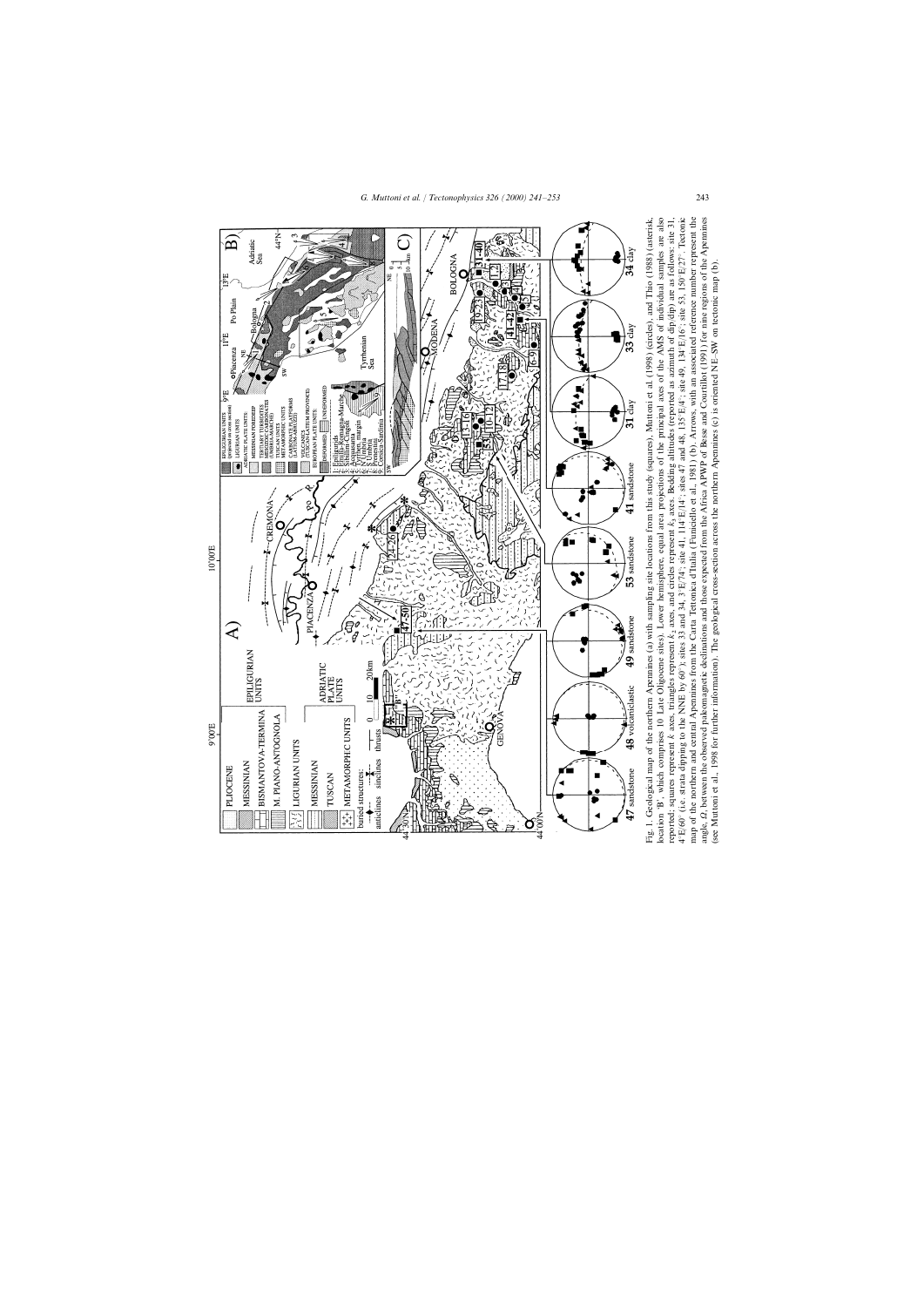Fig. 1. Geological map of the northern Apennines (a) with sampling site locations from this study (squares), Muttoni et al. (1998) (circles), and Thio (1988) (asterisk, location 'B', which comprises 10 Late Oligocene sites). Lower hemisphere, equal area projections of the principal axes of the AMS of individual samples are also reported: squares represent $k_1$ axes, triangles represent $k_2$ axes, and circles represent $k_3$ axes. Bedding altitudes (reported as azimuth of dip/dip) are as follows: site 31, 4°E/60° (i.e. strata dipping to the NNE by 60°); sites 33 and 34, 3°E/74°; site 41, 114°E/14°; sites 47 and 48, 135°E/4°; site 49, 134°E/6°; site 53, 150°E/27°. Tectonic map of the northern and central Apennines from the Carta Tettonica d'Italia (Funiciello et al., 1981) (b). Arrows, with an associated reference number represent the angle, Ω, between the observed paleomagnetic declinations and those expected from the Africa APWP of Besse and Courtillot (1991) for nine regions of the Apennines (see Muttoni et al., 1998 for further information). The geological cross-section across the northern Apennines (c) is oriented NE–SW on tectonic map (b).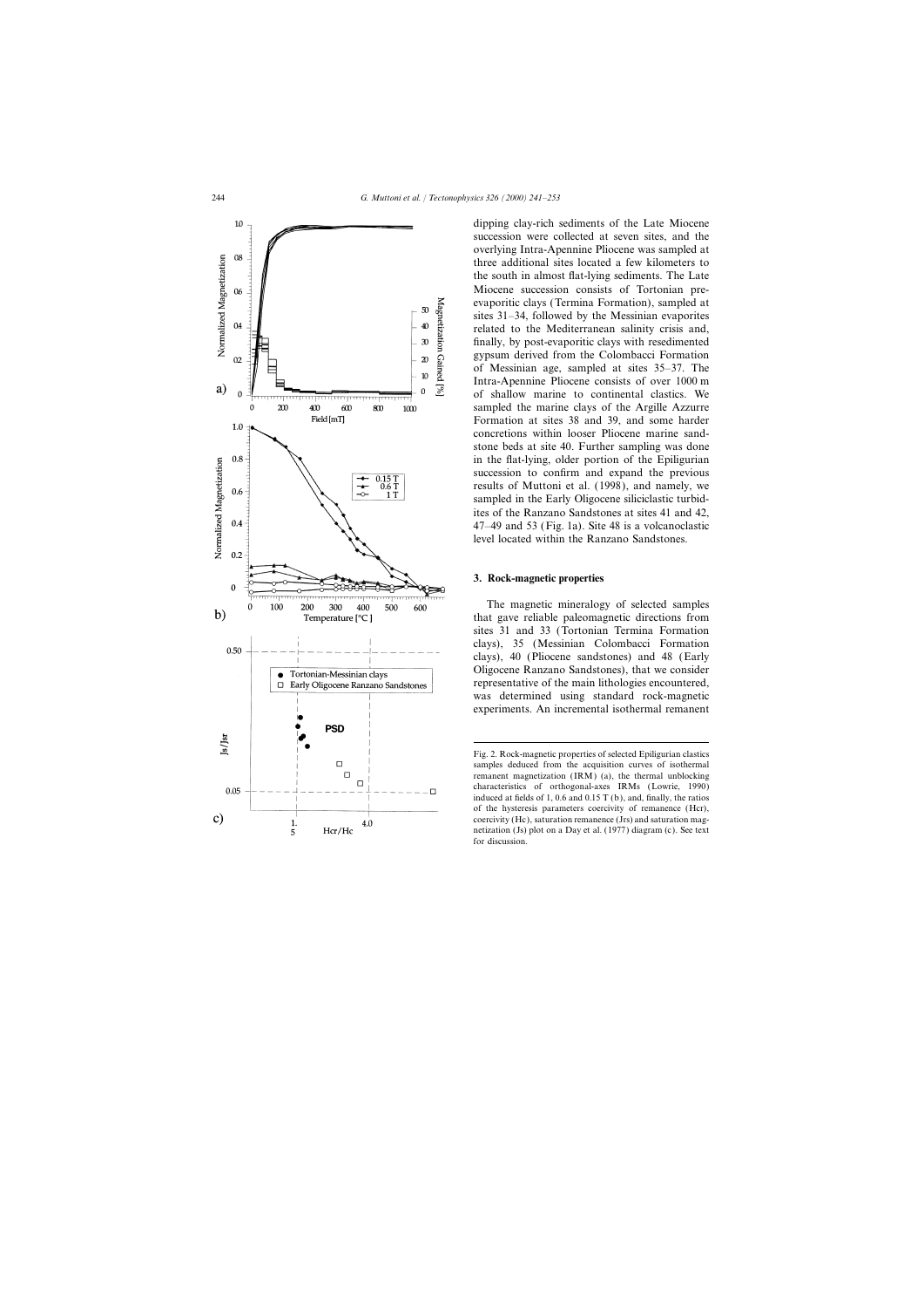dipping clay-rich sediments of the Late Miocene succession were collected at seven sites, and the overlying Intra-Apennine Pliocene was sampled at three additional sites located a few kilometers to the south in almost flat-lying sediments. The Late Miocene succession consists of Tortonian pre-evaporitic clays (Termina Formation), sampled at sites 31–34, followed by the Messinian evaporites related to the Mediterranean salinity crisis and, finally, by post-evaporitic clays with resedimented gypsum derived from the Colombacci Formation of Messinian age, sampled at sites 35–37. The Intra-Apennine Pliocene consists of over 1000 m of shallow marine to continental clastics. We sampled the marine clays of the Argille Azzurre Formation at sites 38 and 39, and some harder concretions within looser Pliocene marine sandstone beds at site 40. Further sampling was done in the flat-lying, older portion of the Epiligurian succession to confirm and expand the previous results of Muttoni et al. (1998), and namely, we sampled in the Early Oligocene siliciclastic turbidites of the Ranzano Sandstones at sites 41 and 42, 47–49 and 53 (Fig. 1a). Site 48 is a volcanoclastic level located within the Ranzano Sandstones.

## 3. Rock-magnetic properties

The magnetic mineralogy of selected samples that gave reliable paleomagnetic directions from sites 31 and 33 (Tortonian Termina Formation clays), 35 (Messinian Colombacci Formation clays), 40 (Pliocene sandstones) and 48 (Early Oligocene Ranzano Sandstones), that we consider representative of the main lithologies encountered, was determined using standard rock-magnetic experiments. An incremental isothermal remanent

Fig. 2. Rock-magnetic properties of selected Epiligurian clastics samples deduced from the acquisition curves of isothermal remanent magnetization (IRM) (a), the thermal unblocking characteristics of orthogonal-axes IRMs (Lowrie, 1990) induced at fields of 1, 0.6 and 0.15 T (b), and, finally, the ratios of the hysteresis parameters coercivity of remanence (Hcr), coercivity (Hc), saturation remanence (Jrs) and saturation magnetization (Js) plot on a Day et al. (1977) diagram (c). See text for discussion.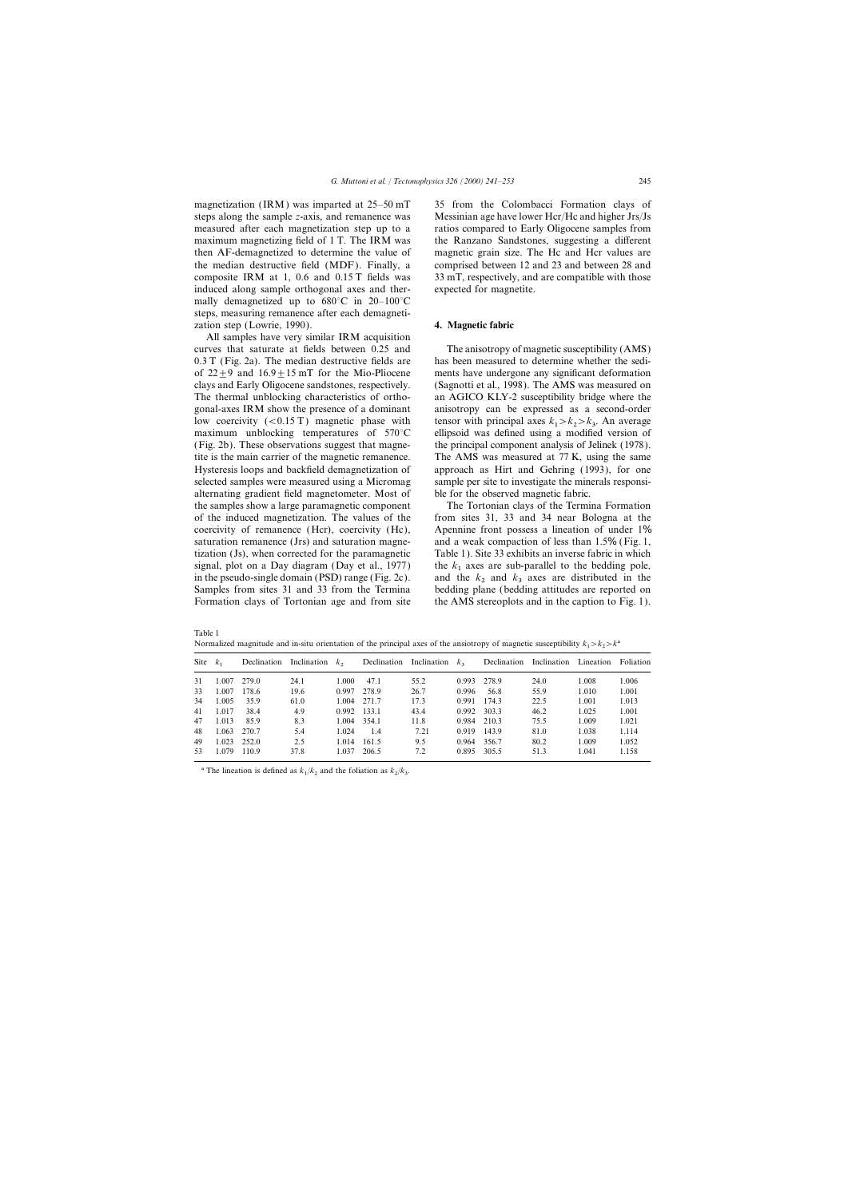magnetization (IRM) was imparted at 25–50 mT steps along the sample $z$-axis, and remanence was measured after each magnetization step up to a maximum magnetizing field of 1 T. The IRM was then AF-demagnetized to determine the value of the median destructive field (MDF). Finally, a composite IRM at 1, 0.6 and 0.15 T fields was induced along sample orthogonal axes and thermally demagnetized up to 680°C in 20–100°C steps, measuring remanence after each demagnetization step (Lowrie, 1990).

All samples have very similar IRM acquisition curves that saturate at fields between 0.25 and 0.3 T (Fig. 2a). The median destructive fields are of $22 \pm 9$ and $16.9 \pm 15$ mT for the Mio-Pliocene clays and Early Oligocene sandstones, respectively. The thermal unblocking characteristics of orthogonal-axes IRM show the presence of a dominant low coercivity (<0.15 T) magnetic phase with maximum unblocking temperatures of 570°C (Fig. 2b). These observations suggest that magnetite is the main carrier of the magnetic remanence. Hysteresis loops and backfield demagnetization of selected samples were measured using a Micromag alternating gradient field magnetometer. Most of the samples show a large paramagnetic component of the induced magnetization. The values of the coercivity of remanence (Hcr), coercivity (Hc), saturation remanence (Jrs) and saturation magnetization (Js), when corrected for the paramagnetic signal, plot on a Day diagram (Day et al., 1977) in the pseudo-single domain (PSD) range (Fig. 2c). Samples from sites 31 and 33 from the Termina Formation clays of Tortonian age and from site 35 from the Colombacci Formation clays of Messinian age have lower Hcr/Hc and higher Jrs/Js ratios compared to Early Oligocene samples from the Ranzano Sandstones, suggesting a different magnetic grain size. The Hc and Hcr values are comprised between 12 and 23 and between 28 and 33 mT, respectively, and are compatible with those expected for magnetite.

## 4. Magnetic fabric

The anisotropy of magnetic susceptibility (AMS) has been measured to determine whether the sediments have undergone any significant deformation (Sagnotti et al., 1998). The AMS was measured on an AGICO KLY-2 susceptibility bridge where the anisotropy can be expressed as a second-order tensor with principal axes $k_1 > k_2 > k_3$. An average ellipsoid was defined using a modified version of the principal component analysis of Jelinek (1978). The AMS was measured at 77 K, using the same approach as Hirt and Gehring (1993), for one sample per site to investigate the minerals responsible for the observed magnetic fabric.

The Tortonian clays of the Termina Formation from sites 31, 33 and 34 near Bologna at the Apennine front possess a lineation of under 1% and a weak compaction of less than 1.5% (Fig. 1, Table 1). Site 33 exhibits an inverse fabric in which the $k_1$ axes are sub-parallel to the bedding pole, and the $k_2$ and $k_3$ axes are distributed in the bedding plane (bedding attitudes are reported on the AMS stereoplots and in the caption to Fig. 1).

Table 1
Normalized magnitude and in-situ orientation of the principal axes of the ansiotropy of magnetic susceptibility $k_1 > k_2 > k^a$

| Site | $k_1$ | Declination | Inclination | $k_2$ | Declination | Inclination | $k_3$ | Declination | Inclination | Lineation | Foliation |
|---|---|---|---|---|---|---|---|---|---|---|---|
| 31 | 1.007 | 279.0 | 24.1 | 1.000 | 47.1 | 55.2 | 0.993 | 278.9 | 24.0 | 1.008 | 1.006 |
| 33 | 1.007 | 178.6 | 19.6 | 0.997 | 278.9 | 26.7 | 0.996 | 56.8 | 55.9 | 1.010 | 1.001 |
| 34 | 1.005 | 35.9 | 61.0 | 1.004 | 271.7 | 17.3 | 0.991 | 174.3 | 22.5 | 1.001 | 1.013 |
| 41 | 1.017 | 38.4 | 4.9 | 0.992 | 133.1 | 43.4 | 0.992 | 303.3 | 46.2 | 1.025 | 1.001 |
| 47 | 1.013 | 85.9 | 8.3 | 1.004 | 354.1 | 11.8 | 0.984 | 210.3 | 75.5 | 1.009 | 1.021 |
| 48 | 1.063 | 270.7 | 5.4 | 1.024 | 1.4 | 7.21 | 0.919 | 143.9 | 81.0 | 1.038 | 1.114 |
| 49 | 1.023 | 252.0 | 2.5 | 1.014 | 161.5 | 9.5 | 0.964 | 356.7 | 80.2 | 1.009 | 1.052 |
| 53 | 1.079 | 110.9 | 37.8 | 1.037 | 206.5 | 7.2 | 0.895 | 305.5 | 51.3 | 1.041 | 1.158 |

[a] The lineation is defined as $k_1/k_2$ and the foliation as $k_2/k_3$.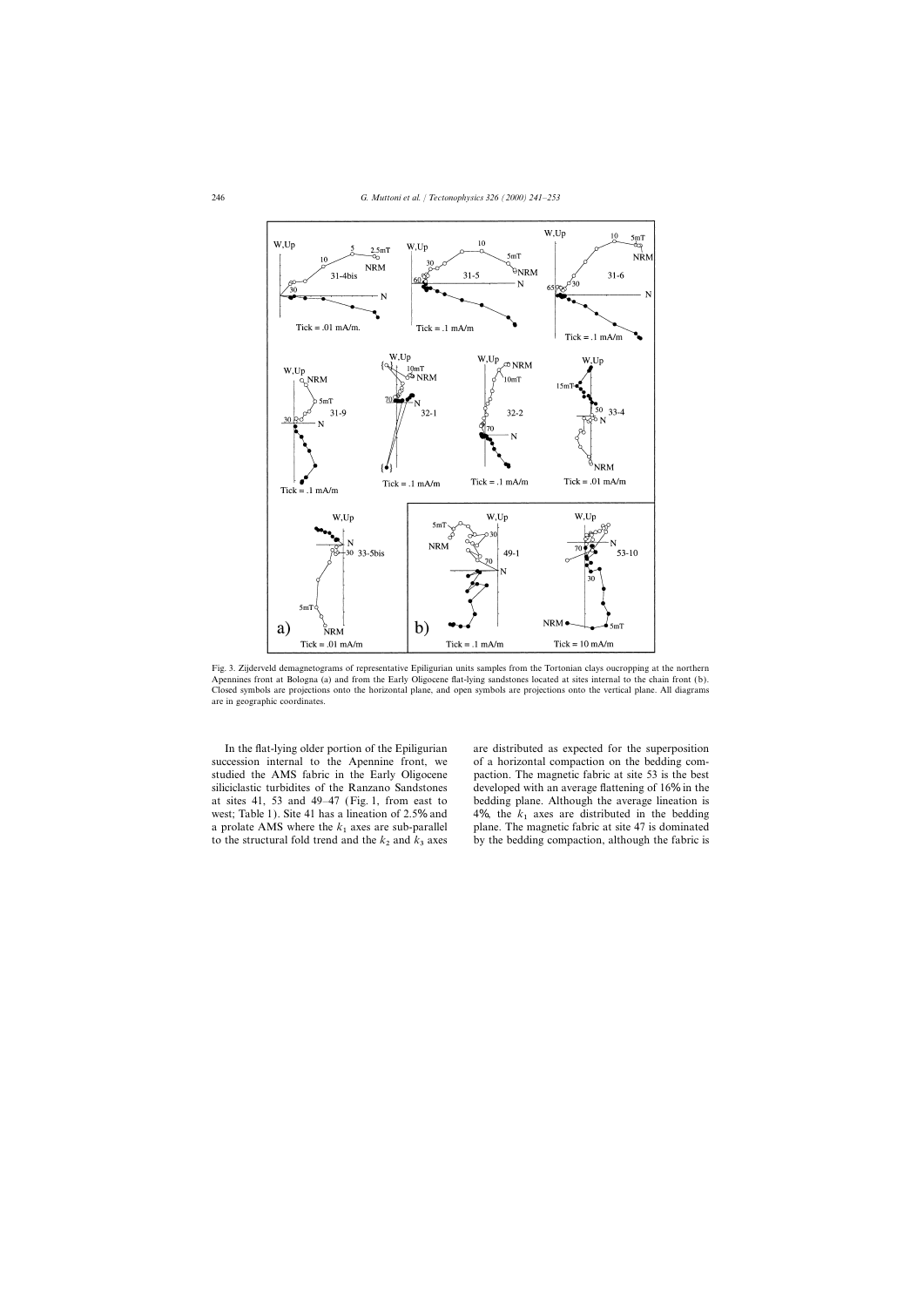Fig. 3. Zijderveld demagnetograms of representative Epiligurian units samples from the Tortonian clays oucropping at the northern Apennines front at Bologna (a) and from the Early Oligocene flat-lying sandstones located at sites internal to the chain front (b). Closed symbols are projections onto the horizontal plane, and open symbols are projections onto the vertical plane. All diagrams are in geographic coordinates.

In the flat-lying older portion of the Epiligurian succession internal to the Apennine front, we studied the AMS fabric in the Early Oligocene siliciclastic turbidites of the Ranzano Sandstones at sites 41, 53 and 49–47 (Fig. 1, from east to west; Table 1). Site 41 has a lineation of 2.5% and a prolate AMS where the $k_1$ axes are sub-parallel to the structural fold trend and the $k_2$ and $k_3$ axes are distributed as expected for the superposition of a horizontal compaction on the bedding compaction. The magnetic fabric at site 53 is the best developed with an average flattening of 16% in the bedding plane. Although the average lineation is 4%, the $k_1$ axes are distributed in the bedding plane. The magnetic fabric at site 47 is dominated by the bedding compaction, although the fabric is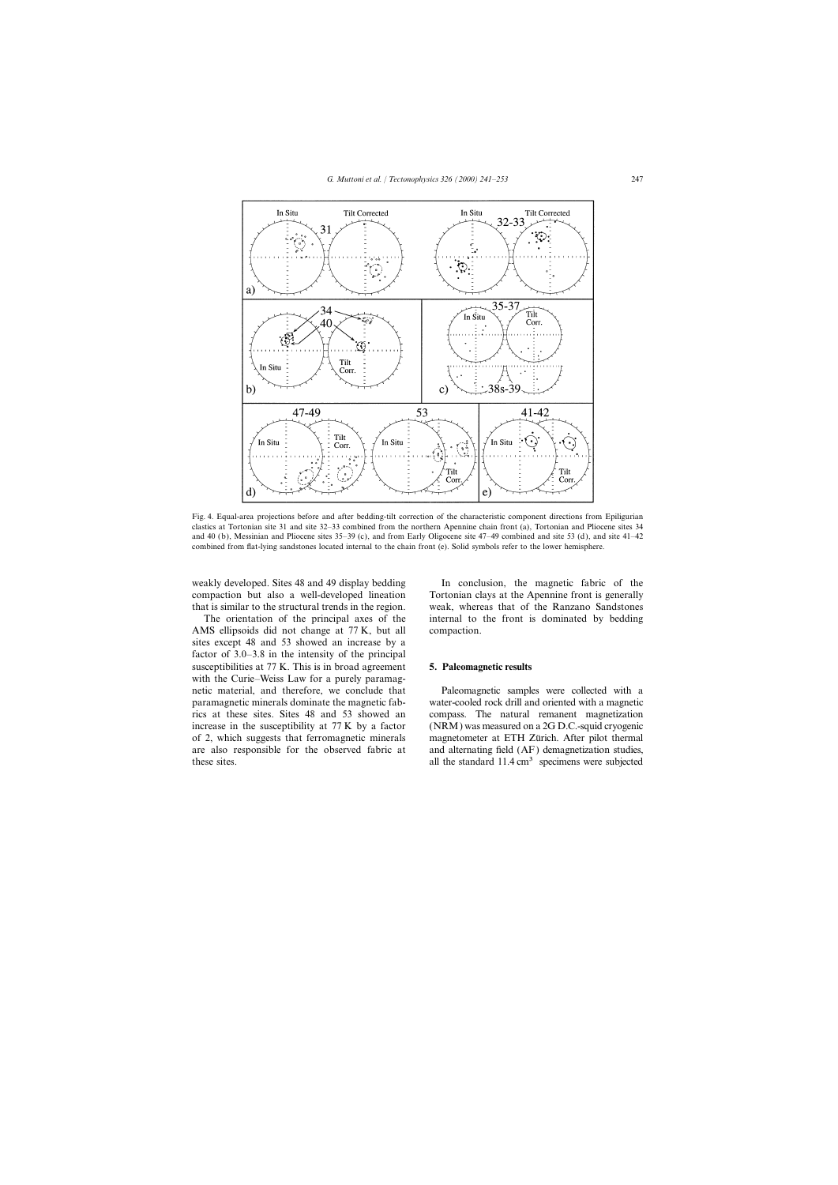Fig. 4. Equal-area projections before and after bedding-tilt correction of the characteristic component directions from Epiligurian clastics at Tortonian site 31 and site 32–33 combined from the northern Apennine chain front (a), Tortonian and Pliocene sites 34 and 40 (b), Messinian and Pliocene sites 35–39 (c), and from Early Oligocene site 47–49 combined and site 53 (d), and site 41–42 combined from flat-lying sandstones located internal to the chain front (e). Solid symbols refer to the lower hemisphere.

weakly developed. Sites 48 and 49 display bedding compaction but also a well-developed lineation that is similar to the structural trends in the region.

The orientation of the principal axes of the AMS ellipsoids did not change at 77 K, but all sites except 48 and 53 showed an increase by a factor of 3.0–3.8 in the intensity of the principal susceptibilities at 77 K. This is in broad agreement with the Curie–Weiss Law for a purely paramagnetic material, and therefore, we conclude that paramagnetic minerals dominate the magnetic fabrics at these sites. Sites 48 and 53 showed an increase in the susceptibility at 77 K by a factor of 2, which suggests that ferromagnetic minerals are also responsible for the observed fabric at these sites.

In conclusion, the magnetic fabric of the Tortonian clays at the Apennine front is generally weak, whereas that of the Ranzano Sandstones internal to the front is dominated by bedding compaction.

## 5. Paleomagnetic results

Paleomagnetic samples were collected with a water-cooled rock drill and oriented with a magnetic compass. The natural remanent magnetization (NRM) was measured on a 2G D.C.-squid cryogenic magnetometer at ETH Zürich. After pilot thermal and alternating field (AF) demagnetization studies, all the standard 11.4 cm$^3$ specimens were subjected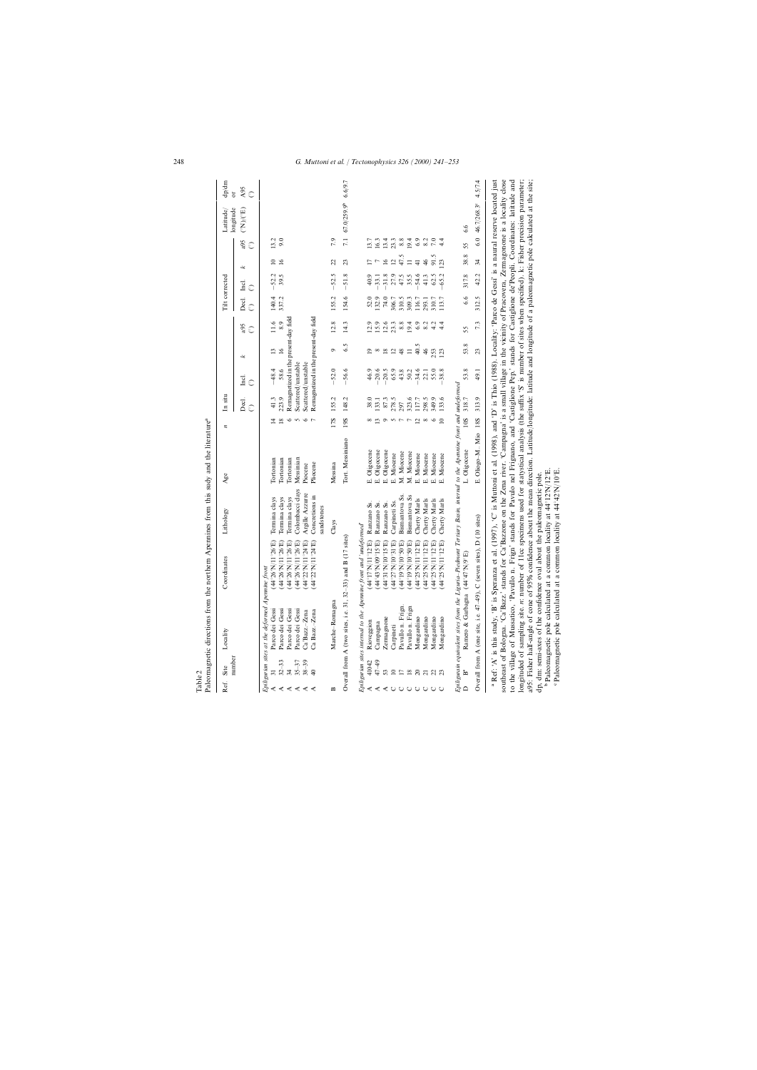Table 2
Paleomagnetic directions from the northern Apennines from this study and the literature[a]

| Ref. | Site number | Locality | Coordinates | Lithology | Age | n | In situ | | | | Tilt corrected | | | | Latitude/longitude or (°N)/(°E) | dp/dm or A95 (°) |
|---|---|---|---|---|---|---|---|---|---|---|---|---|---|---|---|---|
| | | | | | | | Decl. (°) | Incl. (°) | k | a95 (°) | Decl. (°) | Incl. (°) | k | a95 (°) | | |
| *Epiligurian sites at the deformed Apennine front* | | | | | | | | | | | | | | | | |
| A | 31 | Parco dei Gessi | (44°26′N/11°26′E) | Termina clays | Tortonian | 14 | 41.3 | −48.4 | 13 | 11.6 | 140.4 | −52.2 | 10 | 13.2 | | |
| A | 32–33 | Parco dei Gessi | (44°26′N/11°26′E) | Termina clays | Tortonian | 18 | 223.9 | 58.6 | 16 | 8.9 | 337.2 | 39.5 | 16 | 9.0 | | |
| A | 34 | Parco dei Gessi | (44°26′N/11°26′E) | Termina clays | Tortonian | 6 | Remagnetized in the present-day field | | | | | | | | | |
| A | 35–37 | Parco dei Gessi | (44°26′N/11°26′E) | Colombacci clays | Messinian | 5 | Scattered/unstable | | | | | | | | | |
| A | 38–39 | Ca'Bazz.–Zena | (44°22′N/11°24′E) | Argille Azzurre | Pliocene | 6 | Scattered/unstable | | | | | | | | | |
| A | 40 | Ca'Bazz.–Zena | (44°22′N/11°24′E) | Concretions in sandstones | Pliocene | 7 | Remagnetized in the present-day field | | | | | | | | | |
| B | | Marche–Romagna | | Clays | Messina | 17S | 155.2 | −52.0 | 9 | 12.8 | 155.2 | −52.5 | 22 | 7.9 | | |
| Overall from A (two sites, i.e. 31, 32–33) and B (17 sites) | | | | | Tort.–Messiniano | 19S | 148.2 | −56.6 | 6.5 | 14.3 | 154.6 | −51.8 | 23 | 7.1 | 67.0/259.9[b] | 6.6/9.7 |
| *Epiligurian sites internal to the Apennine front and undeformed* | | | | | | | | | | | | | | | | |
| A | 41/42 | Roveggion | (44°17′N/11°12′E) | Ranzano Ss. | E. Oligocene | 8 | 38.0 | 46.9 | 19 | 12.9 | 52.0 | 40.9 | 17 | 13.7 | | |
| A | 47–49 | Campagna | (44°43′N/09°15′E) | Ranzano Ss. | E. Oligocene | 13 | 133.1 | −20.6 | 8 | 15.9 | 132.9 | −33.1 | 7 | 16.3 | | |
| A | 53 | Zermagnone | (44°31′N/10°15′E) | Ranzano Ss. | E. Oligocene | 9 | 87.3 | −20.5 | 18 | 12.6 | 74.0 | −31.8 | 16 | 13.4 | | |
| C | 10 | Carpineti | (44°27′N/10°31′E) | Carpineti Ss. | E. Miocene | 5 | 278.5 | 65.9 | 12 | 23.3 | 306.7 | 27.9 | 12 | 23.3 | | |
| C | 17 | Pavullo n. Frign. | (44°19′N/10°50′E) | Bismantova Ss. | M. Miocene | 7 | 297 | 43.8 | 48 | 8.8 | 310.5 | 47.5 | 47.5 | 8.8 | | |
| C | 18 | Pavullo n. Frign. | (44°19′N/10°50′E) | Bismantova Ss. | M. Miocene | 7 | 323.6 | 50.2 | 11 | 19.4 | 309.3 | 35.5 | 11 | 19.4 | | |
| C | 20 | Mongardino | (44°25′N/11°12′E) | Cherty Marls | E. Miocene | 12 | 117.7 | −34.6 | 40.5 | 6.9 | 116.7 | −54.6 | 41 | 6.9 | | |
| C | 21 | Mongardino | (44°25′N/11°12′E) | Cherty Marls | E. Miocene | 8 | 298.5 | 22.1 | 46 | 8.2 | 293.1 | 41.3 | 46 | 8.2 | | |
| C | 22 | Mongardino | (44°25′N/11°12′E) | Cherty Marls | E. Miocene | 6 | 349.9 | 55.0 | 253 | 4.2 | 310.7 | 62.5 | 91.5 | 7.0 | | |
| C | 23 | Mongardino | (44°25′N/11°12′E) | Cherty Marls | E. Miocene | 10 | 133.6 | −38.8 | 123 | 4.4 | 113.7 | −65.2 | 123 | 4.4 | | |
| *Epiligurian equivalent sites from the Liguria–Piedmont Tertiary Basin, internal to the Apennine front and undeformed* | | | | | | | | | | | | | | | | |
| D | B[c] | Rarnero & Garbagna | (44°47′N/9°E) | | L. Oligocene | 10S | 318.7 | 53.8 | 53.8 | 55 | 6.6 | 317.8 | 38.8 | 55 | 6.6 | |
| Overall from A (one site, i.e. 47–49), C (seven sites), D (10 sites) | | | | | E. Oligo–M. Mio | 18S | 313.9 | 49.1 | 23 | 7.3 | 312.5 | 42.2 | 34 | 6.0 | 46.7/268.3[c] | 4.5/7.4 |

[a] Ref: 'A' is this study, 'B' is Speranza et al. (1997), 'C' is Muttoni et al. (1998), and 'D' is Thio (1988). Locality: 'Parco de Gessi' is a natural reserve located just southeast of Bologna. 'Ca'Bazz.' stands for Ca'Bazzone on the Zena river. 'Campagna' is a small village in the vicinity of Pracovera, Zermagnone is a locality close to the village of Mussatico, 'Pavullo n. Frign' stands for Pavullo nel Frignano, and 'Castiglione Pep.' stands for Castiglione de'Peopli. Coordinates: latitude and longitude of sampling site. n: number of 11cc specimens used for statistical analysis (the suffix 'S' is number of sites when specified). k: Fisher precision parameter; a95: Fisher half-angle of cone of 95% confidence about the mean direction. Latitude/longitude: latitude and longitude of a paleomagnetic pole calculated at the site; dp, dm: semi-axes of the confidence oval about the paleomagnetic pole.

[b] Paleomagnetic pole calculated at a common locality at 44°12′N/12°E.

[c] Paleomagnetic pole calculated at a common locality at 44°42′N/10°E.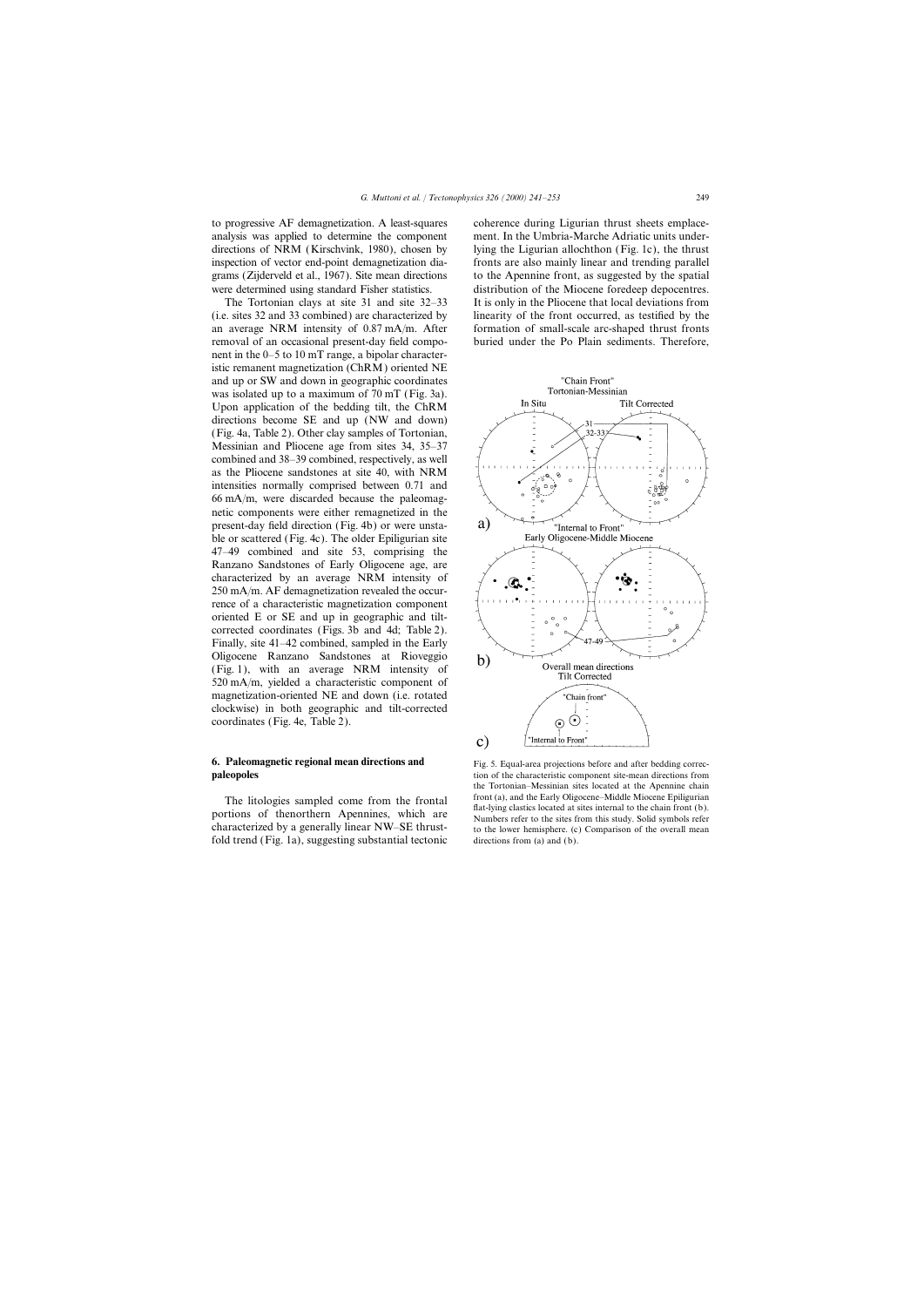to progressive AF demagnetization. A least-squares analysis was applied to determine the component directions of NRM (Kirschvink, 1980), chosen by inspection of vector end-point demagnetization diagrams (Zijderveld et al., 1967). Site mean directions were determined using standard Fisher statistics.

The Tortonian clays at site 31 and site 32–33 (i.e. sites 32 and 33 combined) are characterized by an average NRM intensity of 0.87 mA/m. After removal of an occasional present-day field component in the 0–5 to 10 mT range, a bipolar characteristic remanent magnetization (ChRM) oriented NE and up or SW and down in geographic coordinates was isolated up to a maximum of 70 mT (Fig. 3a). Upon application of the bedding tilt, the ChRM directions become SE and up (NW and down) (Fig. 4a, Table 2). Other clay samples of Tortonian, Messinian and Pliocene age from sites 34, 35–37 combined and 38–39 combined, respectively, as well as the Pliocene sandstones at site 40, with NRM intensities normally comprised between 0.71 and 66 mA/m, were discarded because the paleomagnetic components were either remagnetized in the present-day field direction (Fig. 4b) or were unstable or scattered (Fig. 4c). The older Epiligurian site 47–49 combined and site 53, comprising the Ranzano Sandstones of Early Oligocene age, are characterized by an average NRM intensity of 250 mA/m. AF demagnetization revealed the occurrence of a characteristic magnetization component oriented E or SE and up in geographic and tilt-corrected coordinates (Figs. 3b and 4d; Table 2). Finally, site 41–42 combined, sampled in the Early Oligocene Ranzano Sandstones at Rioveggio (Fig. 1), with an average NRM intensity of 520 mA/m, yielded a characteristic component of magnetization-oriented NE and down (i.e. rotated clockwise) in both geographic and tilt-corrected coordinates (Fig. 4e, Table 2).

## 6. Paleomagnetic regional mean directions and paleopoles

The litologies sampled come from the frontal portions of thenorthern Apennines, which are characterized by a generally linear NW–SE thrust-fold trend (Fig. 1a), suggesting substantial tectonic coherence during Ligurian thrust sheets emplacement. In the Umbria-Marche Adriatic units underlying the Ligurian allochthon (Fig. 1c), the thrust fronts are also mainly linear and trending parallel to the Apennine front, as suggested by the spatial distribution of the Miocene foredeep depocentres. It is only in the Pliocene that local deviations from linearity of the front occurred, as testified by the formation of small-scale arc-shaped thrust fronts buried under the Po Plain sediments. Therefore,

Fig. 5. Equal-area projections before and after bedding correction of the characteristic component site-mean directions from the Tortonian–Messinian sites located at the Apennine chain front (a), and the Early Oligocene–Middle Miocene Epiligurian flat-lying clastics located at sites internal to the chain front (b). Numbers refer to the sites from this study. Solid symbols refer to the lower hemisphere. (c) Comparison of the overall mean directions from (a) and (b).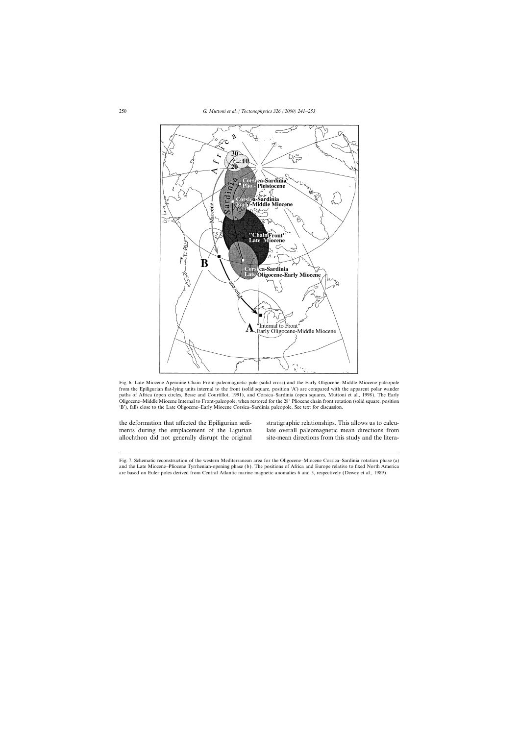Fig. 6. Late Miocene Apennine Chain Front-paleomagnetic pole (solid cross) and the Early Oligocene–Middle Miocene paleopole from the Epiligurian flat-lying units internal to the front (solid square, position 'A') are compared with the apparent polar wander paths of Africa (open circles, Besse and Courtillot, 1991), and Corsica–Sardinia (open squares, Muttoni et al., 1998). The Early Oligocene–Middle Miocene Internal to Front-paleopole, when restored for the 28° Pliocene chain front rotation (solid square, position 'B'), falls close to the Late Oligocene–Early Miocene Corsica–Sardinia paleopole. See text for discussion.

the deformation that affected the Epiligurian sediments during the emplacement of the Ligurian allochthon did not generally disrupt the original stratigraphic relationships. This allows us to calculate overall paleomagnetic mean directions from site-mean directions from this study and the litera-

Fig. 7. Schematic reconstruction of the western Mediterranean area for the Oligocene–Miocene Corsica–Sardinia rotation phase (a) and the Late Miocene–Pliocene Tyrrhenian-opening phase (b). The positions of Africa and Europe relative to fixed North America are based on Euler poles derived from Central Atlantic marine magnetic anomalies 6 and 5, respectively (Dewey et al., 1989).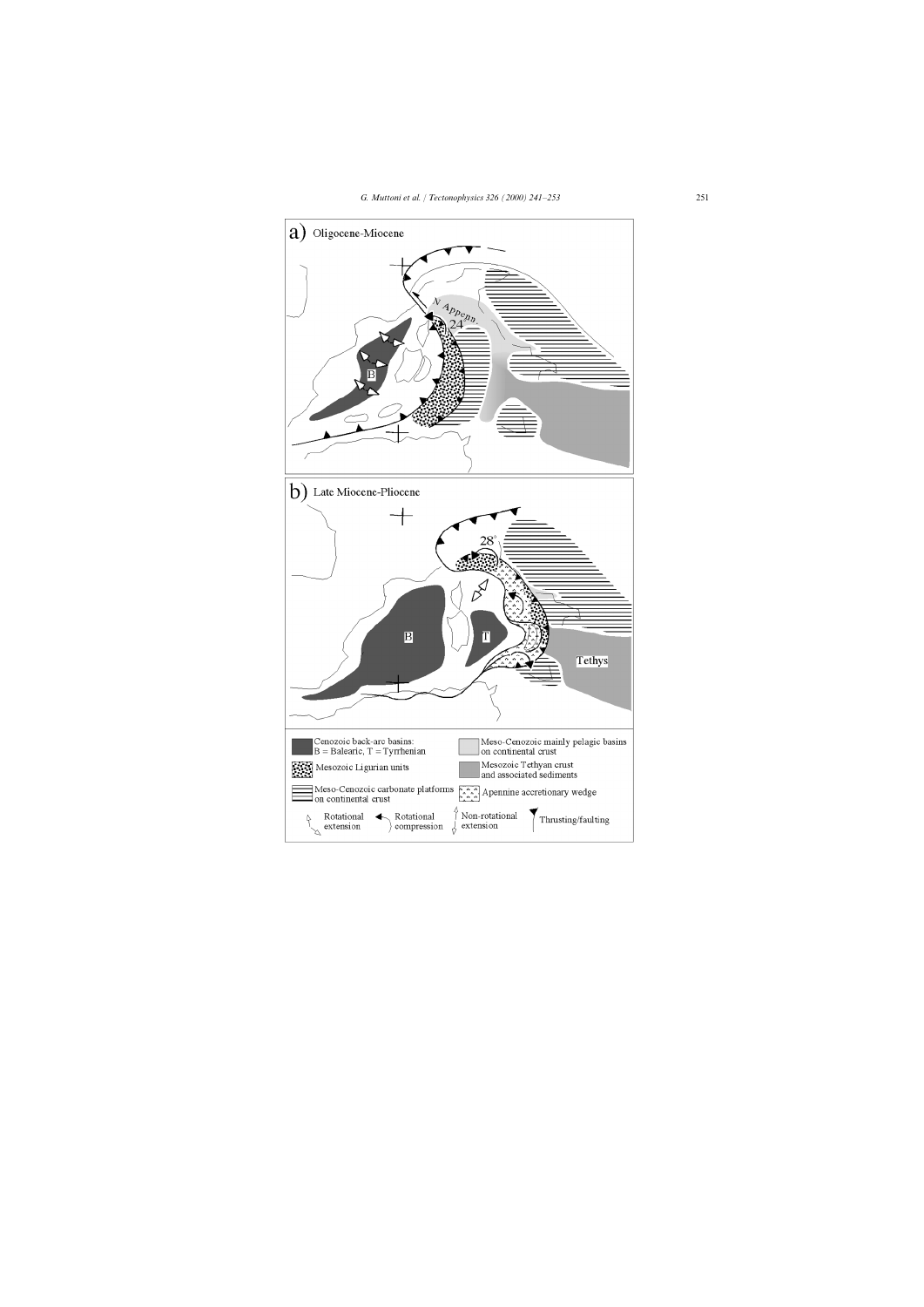a) Oligocene-Miocene

N. Appenn.

24°

B

b) Late Miocene-Pliocene

28°

B

T

Tethys

Cenozoic back-arc basins: B = Balearic, T = Tyrrhenian

Mesozoic Ligurian units

Meso-Cenozoic carbonate platforms on continental crust

Meso-Cenozoic mainly pelagic basins on continental crust

Mesozoic Tethyan crust and associated sediments

Apennine accretionary wedge

Rotational extension

Rotational compression

Non-rotational extension

Thrusting/faulting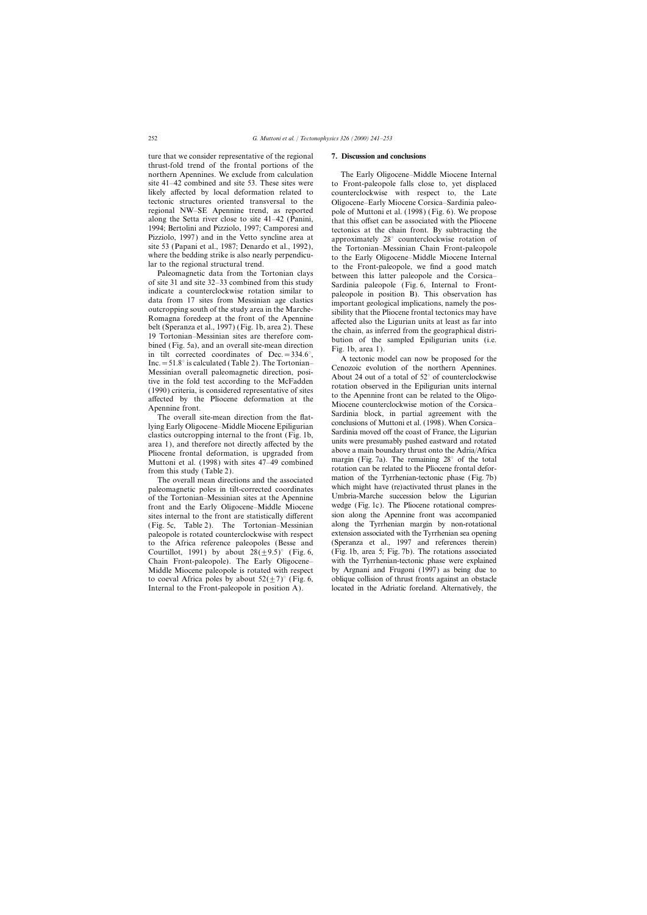ture that we consider representative of the regional thrust-fold trend of the frontal portions of the northern Apennines. We exclude from calculation site 41–42 combined and site 53. These sites were likely affected by local deformation related to tectonic structures oriented transversal to the regional NW–SE Apennine trend, as reported along the Setta river close to site 41–42 (Panini, 1994; Bertolini and Pizziolo, 1997; Camporesi and Pizziolo, 1997) and in the Vetto syncline area at site 53 (Papani et al., 1987; Denardo et al., 1992), where the bedding strike is also nearly perpendicular to the regional structural trend.

Paleomagnetic data from the Tortonian clays of site 31 and site 32–33 combined from this study indicate a counterclockwise rotation similar to data from 17 sites from Messinian age clastics outcropping south of the study area in the Marche-Romagna foredeep at the front of the Apennine belt (Speranza et al., 1997) (Fig. 1b, area 2). These 19 Tortonian–Messinian sites are therefore combined (Fig. 5a), and an overall site-mean direction in tilt corrected coordinates of Dec. = 334.6°, Inc. = 51.8° is calculated (Table 2). The Tortonian–Messinian overall paleomagnetic direction, positive in the fold test according to the McFadden (1990) criteria, is considered representative of sites affected by the Pliocene deformation at the Apennine front.

The overall site-mean direction from the flat-lying Early Oligocene–Middle Miocene Epiligurian clastics outcropping internal to the front (Fig. 1b, area 1), and therefore not directly affected by the Pliocene frontal deformation, is upgraded from Muttoni et al. (1998) with sites 47–49 combined from this study (Table 2).

The overall mean directions and the associated paleomagnetic poles in tilt-corrected coordinates of the Tortonian–Messinian sites at the Apennine front and the Early Oligocene–Middle Miocene sites internal to the front are statistically different (Fig. 5c, Table 2). The Tortonian–Messinian paleopole is rotated counterclockwise with respect to the Africa reference paleopoles (Besse and Courtillot, 1991) by about 28(±9.5)° (Fig. 6, Chain Front-paleopole). The Early Oligocene–Middle Miocene paleopole is rotated with respect to coeval Africa poles by about 52(±7)° (Fig. 6, Internal to the Front-paleopole in position A).

## 7. Discussion and conclusions

The Early Oligocene–Middle Miocene Internal to Front-paleopole falls close to, yet displaced counterclockwise with respect to, the Late Oligocene–Early Miocene Corsica–Sardinia paleopole of Muttoni et al. (1998) (Fig. 6). We propose that this offset can be associated with the Pliocene tectonics at the chain front. By subtracting the approximately 28° counterclockwise rotation of the Tortonian–Messinian Chain Front-paleopole to the Early Oligocene–Middle Miocene Internal to the Front-paleopole, we find a good match between this latter paleopole and the Corsica–Sardinia paleopole (Fig. 6, Internal to Front-paleopole in position B). This observation has important geological implications, namely the possibility that the Pliocene frontal tectonics may have affected also the Ligurian units at least as far into the chain, as inferred from the geographical distribution of the sampled Epiligurian units (i.e. Fig. 1b, area 1).

A tectonic model can now be proposed for the Cenozoic evolution of the northern Apennines. About 24 out of a total of 52° of counterclockwise rotation observed in the Epiligurian units internal to the Apennine front can be related to the Oligo-Miocene counterclockwise motion of the Corsica–Sardinia block, in partial agreement with the conclusions of Muttoni et al. (1998). When Corsica–Sardinia moved off the coast of France, the Ligurian units were presumably pushed eastward and rotated above a main boundary thrust onto the Adria/Africa margin (Fig. 7a). The remaining 28° of the total rotation can be related to the Pliocene frontal deformation of the Tyrrhenian-tectonic phase (Fig. 7b) which might have (re)activated thrust planes in the Umbria-Marche succession below the Ligurian wedge (Fig. 1c). The Pliocene rotational compression along the Apennine front was accompanied along the Tyrrhenian margin by non-rotational extension associated with the Tyrrhenian sea opening (Speranza et al., 1997 and references therein) (Fig. 1b, area 5; Fig. 7b). The rotations associated with the Tyrrhenian-tectonic phase were explained by Argnani and Frugoni (1997) as being due to oblique collision of thrust fronts against an obstacle located in the Adriatic foreland. Alternatively, the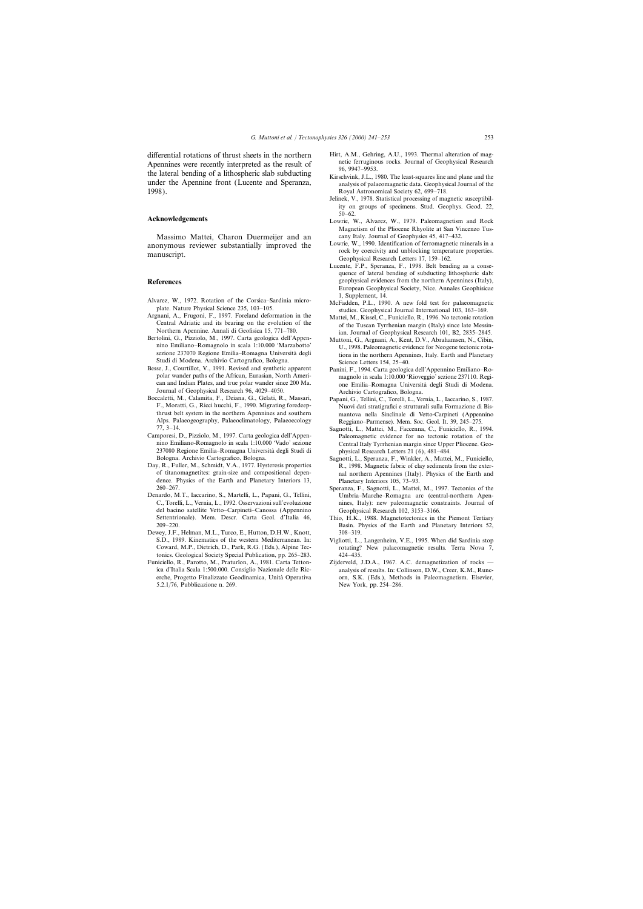differential rotations of thrust sheets in the northern Apennines were recently interpreted as the result of the lateral bending of a lithospheric slab subducting under the Apennine front (Lucente and Speranza, 1998).

## Acknowledgements

Massimo Mattei, Charon Duermeijer and an anonymous reviewer substantially improved the manuscript.

## References

Alvarez, W., 1972. Rotation of the Corsica–Sardinia microplate. Nature Physical Science 235, 103–105.

Argnani, A., Frugoni, F., 1997. Foreland deformation in the Central Adriatic and its bearing on the evolution of the Northern Apennine. Annali di Geofisica 15, 771–780.

Bertolini, G., Pizziolo, M., 1997. Carta geologica dell'Appennino Emiliano–Romagnolo in scala 1:10.000 'Marzabotto' sezione 237070 Regione Emilia–Romagna Università degli Studi di Modena. Archivio Cartografico, Bologna.

Besse, J., Courtillot, V., 1991. Revised and synthetic apparent polar wander paths of the African, Eurasian, North American and Indian Plates, and true polar wander since 200 Ma. Journal of Geophysical Research 96, 4029–4050.

Boccaletti, M., Calamita, F., Deiana, G., Gelati, R., Massari, F., Moratti, G., Ricci hucchi, F., 1990. Migrating foredeep-thrust belt system in the northern Apennines and southern Alps. Palaeogeography, Palaeoclimatology, Palaeoecology 77, 3–14.

Camporesi, D., Pizziolo, M., 1997. Carta geologica dell'Appennino Emiliano-Romagnolo in scala 1:10.000 'Vado' sezione 237080 Regione Emilia–Romagna Università degli Studi di Bologna. Archivio Cartografico, Bologna.

Day, R., Fuller, M., Schmidt, V.A., 1977. Hysteresis properties of titanomagnetites: grain-size and compositional dependence. Physics of the Earth and Planetary Interiors 13, 260–267.

Denardo, M.T., Iaccarino, S., Martelli, L., Papani, G., Tellini, C., Torelli, L., Vernia, L., 1992. Osservazioni sull'evoluzione del bacino satellite Vetto–Carpineti–Canossa (Appennino Settentrionale). Mem. Descr. Carta Geol. d'Italia 46, 209–220.

Dewey, J.F., Helman, M.L., Turco, E., Hutton, D.H.W., Knott, S.D., 1989. Kinematics of the western Mediterranean. In: Coward, M.P., Dietrich, D., Park, R.G. (Eds.), Alpine Tectonics. Geological Society Special Publication, pp. 265–283.

Funiciello, R., Parotto, M., Praturlon, A., 1981. Carta Tettonica d'Italia Scala 1:500.000. Consiglio Nazionale delle Ricerche, Progetto Finalizzato Geodinamica, Unità Operativa 5.2.1/76, Pubblicazione n. 269.

Hirt, A.M., Gehring, A.U., 1993. Thermal alteration of magnetic ferruginous rocks. Journal of Geophysical Research 96, 9947–9953.

Kirschvink, J.L., 1980. The least-squares line and plane and the analysis of palaeomagnetic data. Geophysical Journal of the Royal Astronomical Society 62, 699–718.

Jelinek, V., 1978. Statistical processing of magnetic susceptibility on groups of specimens. Stud. Geophys. Geod. 22, 50–62.

Lowrie, W., Alvarez, W., 1979. Paleomagnetism and Rock Magnetism of the Pliocene Rhyolite at San Vincenzo Tuscany Italy. Journal of Geophysics 45, 417–432.

Lowrie, W., 1990. Identification of ferromagnetic minerals in a rock by coercivity and unblocking temperature properties. Geophysical Research Letters 17, 159–162.

Lucente, F.P., Speranza, F., 1998. Belt bending as a consequence of lateral bending of subducting lithospheric slab: geophysical evidences from the northern Apennines (Italy), European Geophysical Society, Nice. Annales Geophisicae 1, Supplement, 14.

McFadden, P.L., 1990. A new fold test for palaeomagnetic studies. Geophysical Journal International 103, 163–169.

Mattei, M., Kissel, C., Funiciello, R., 1996. No tectonic rotation of the Tuscan Tyrrhenian margin (Italy) since late Messinian. Journal of Geophysical Research 101, B2, 2835–2845.

Muttoni, G., Argnani, A., Kent, D.V., Abrahamsen, N., Cibin, U., 1998. Paleomagnetic evidence for Neogene tectonic rotations in the northern Apennines, Italy. Earth and Planetary Science Letters 154, 25–40.

Panini, F., 1994. Carta geologica dell'Appennino Emiliano–Romagnolo in scala 1:10.000 'Rioveggio' sezione 237110. Regione Emilia–Romagna Università degli Studi di Modena. Archivio Cartografico, Bologna.

Papani, G., Tellini, C., Torelli, L., Vernia, L., Iaccarino, S., 1987. Nuovi dati stratigrafici e strutturali sulla Formazione di Bismantova nella Sinclinale di Vetto-Carpineti (Appennino Reggiano–Parmense). Mem. Soc. Geol. It. 39, 245–275.

Sagnotti, L., Mattei, M., Faccenna, C., Funiciello, R., 1994. Paleomagnetic evidence for no tectonic rotation of the Central Italy Tyrrhenian margin since Upper Pliocene. Geophysical Research Letters 21 (6), 481–484.

Sagnotti, L., Speranza, F., Winkler, A., Mattei, M., Funiciello, R., 1998. Magnetic fabric of clay sediments from the external northern Apennines (Italy). Physics of the Earth and Planetary Interiors 105, 73–93.

Speranza, F., Sagnotti, L., Mattei, M., 1997. Tectonics of the Umbria–Marche–Romagna arc (central-northern Apennines, Italy): new paleomagnetic constraints. Journal of Geophysical Research 102, 3153–3166.

Thio, H.K., 1988. Magnetotectonics in the Piemont Tertiary Basin. Physics of the Earth and Planetary Interiors 52, 308–319.

Vigliotti, L., Langenheim, V.E., 1995. When did Sardinia stop rotating? New palaeomagnetic results. Terra Nova 7, 424–435.

Zijderveld, J.D.A., 1967. A.C. demagnetization of rocks — analysis of results. In: Collinson, D.W., Creer, K.M., Runcorn, S.K. (Eds.), Methods in Paleomagnetism. Elsevier, New York, pp. 254–286.